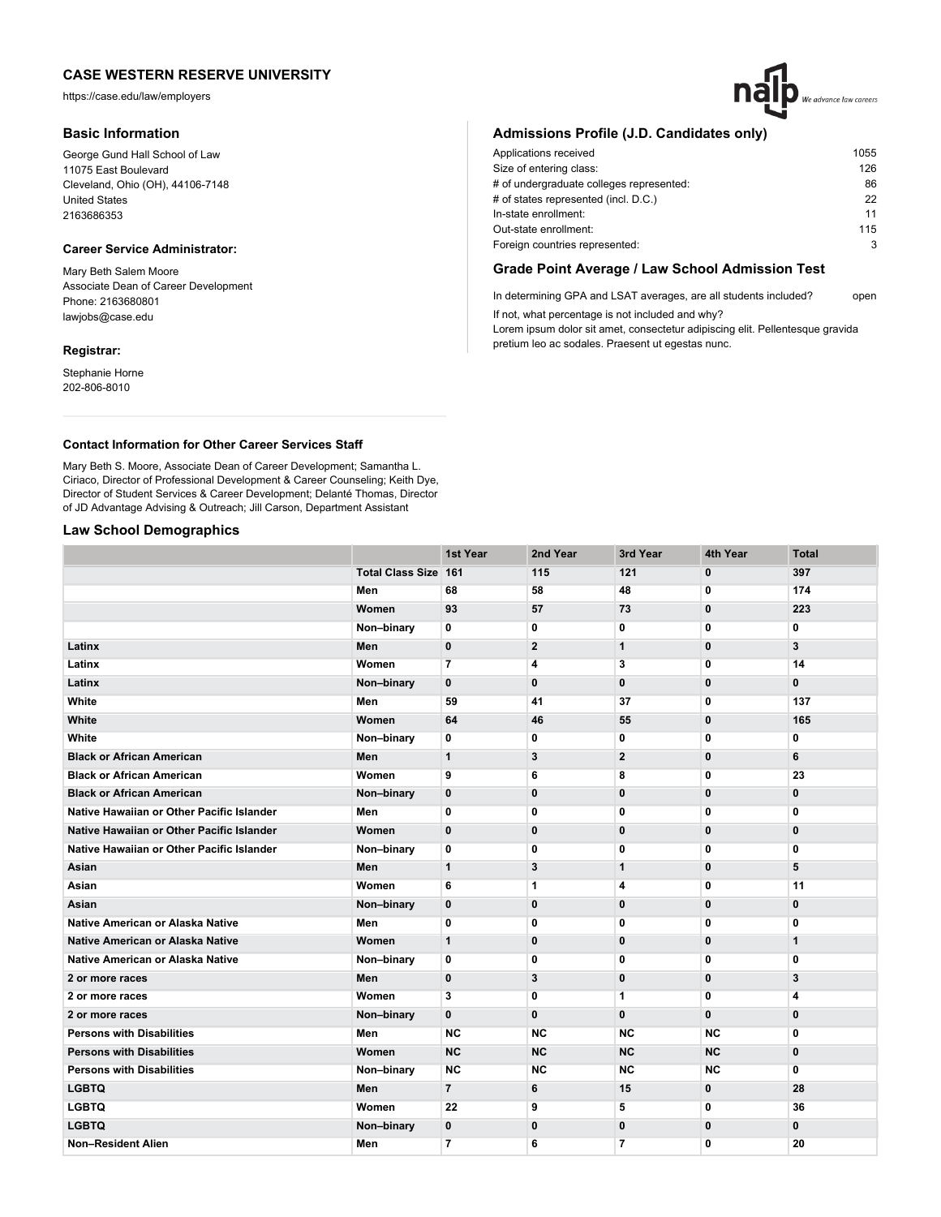## CASE WESTERN RESERVE UNIVERSITY

https://case.edu/law/employers

### Basic Information

George Gund Hall School of Law
11075 East Boulevard
Cleveland, Ohio (OH), 44106-7148
United States
2163686353

#### Career Service Administrator:

Mary Beth Salem Moore
Associate Dean of Career Development
Phone: 2163680801
lawjobs@case.edu

#### Registrar:

Stephanie Horne
202-806-8010

#### Contact Information for Other Career Services Staff

Mary Beth S. Moore, Associate Dean of Career Development; Samantha L. Ciriaco, Director of Professional Development & Career Counseling; Keith Dye, Director of Student Services & Career Development; Delanté Thomas, Director of JD Advantage Advising & Outreach; Jill Carson, Department Assistant

### Admissions Profile (J.D. Candidates only)

| | |
|---|---|
| Applications received | 1055 |
| Size of entering class: | 126 |
| # of undergraduate colleges represented: | 86 |
| # of states represented (incl. D.C.) | 22 |
| In-state enrollment: | 11 |
| Out-state enrollment: | 115 |
| Foreign countries represented: | 3 |

### Grade Point Average / Law School Admission Test

In determining GPA and LSAT averages, are all students included? open

If not, what percentage is not included and why?
Lorem ipsum dolor sit amet, consectetur adipiscing elit. Pellentesque gravida pretium leo ac sodales. Praesent ut egestas nunc.

### Law School Demographics

| | | 1st Year | 2nd Year | 3rd Year | 4th Year | Total |
|---|---|---|---|---|---|---|
| | Total Class Size | 161 | 115 | 121 | 0 | 397 |
| | Men | 68 | 58 | 48 | 0 | 174 |
| | Women | 93 | 57 | 73 | 0 | 223 |
| | Non–binary | 0 | 0 | 0 | 0 | 0 |
| Latinx | Men | 0 | 2 | 1 | 0 | 3 |
| Latinx | Women | 7 | 4 | 3 | 0 | 14 |
| Latinx | Non–binary | 0 | 0 | 0 | 0 | 0 |
| White | Men | 59 | 41 | 37 | 0 | 137 |
| White | Women | 64 | 46 | 55 | 0 | 165 |
| White | Non–binary | 0 | 0 | 0 | 0 | 0 |
| Black or African American | Men | 1 | 3 | 2 | 0 | 6 |
| Black or African American | Women | 9 | 6 | 8 | 0 | 23 |
| Black or African American | Non–binary | 0 | 0 | 0 | 0 | 0 |
| Native Hawaiian or Other Pacific Islander | Men | 0 | 0 | 0 | 0 | 0 |
| Native Hawaiian or Other Pacific Islander | Women | 0 | 0 | 0 | 0 | 0 |
| Native Hawaiian or Other Pacific Islander | Non–binary | 0 | 0 | 0 | 0 | 0 |
| Asian | Men | 1 | 3 | 1 | 0 | 5 |
| Asian | Women | 6 | 1 | 4 | 0 | 11 |
| Asian | Non–binary | 0 | 0 | 0 | 0 | 0 |
| Native American or Alaska Native | Men | 0 | 0 | 0 | 0 | 0 |
| Native American or Alaska Native | Women | 1 | 0 | 0 | 0 | 1 |
| Native American or Alaska Native | Non–binary | 0 | 0 | 0 | 0 | 0 |
| 2 or more races | Men | 0 | 3 | 0 | 0 | 3 |
| 2 or more races | Women | 3 | 0 | 1 | 0 | 4 |
| 2 or more races | Non–binary | 0 | 0 | 0 | 0 | 0 |
| Persons with Disabilities | Men | NC | NC | NC | NC | 0 |
| Persons with Disabilities | Women | NC | NC | NC | NC | 0 |
| Persons with Disabilities | Non–binary | NC | NC | NC | NC | 0 |
| LGBTQ | Men | 7 | 6 | 15 | 0 | 28 |
| LGBTQ | Women | 22 | 9 | 5 | 0 | 36 |
| LGBTQ | Non–binary | 0 | 0 | 0 | 0 | 0 |
| Non–Resident Alien | Men | 7 | 6 | 7 | 0 | 20 |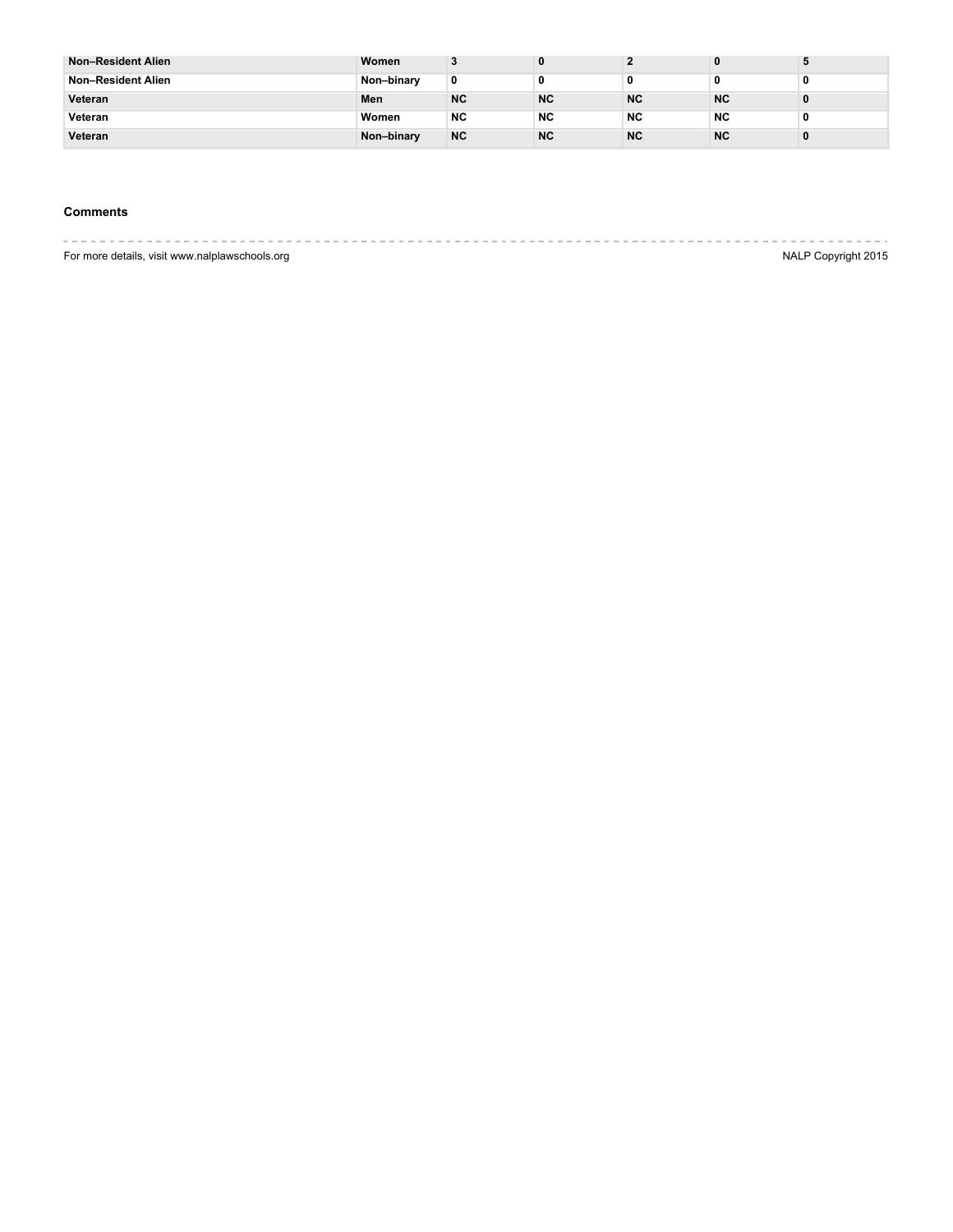| | | | | | | |
|---|---|---|---|---|---|---|
| Non–Resident Alien | Women | 3 | 0 | 2 | 0 | 5 |
| Non–Resident Alien | Non–binary | 0 | 0 | 0 | 0 | 0 |
| Veteran | Men | NC | NC | NC | NC | 0 |
| Veteran | Women | NC | NC | NC | NC | 0 |
| Veteran | Non–binary | NC | NC | NC | NC | 0 |

**Comments**

For more details, visit www.nalplawschools.org

NALP Copyright 2015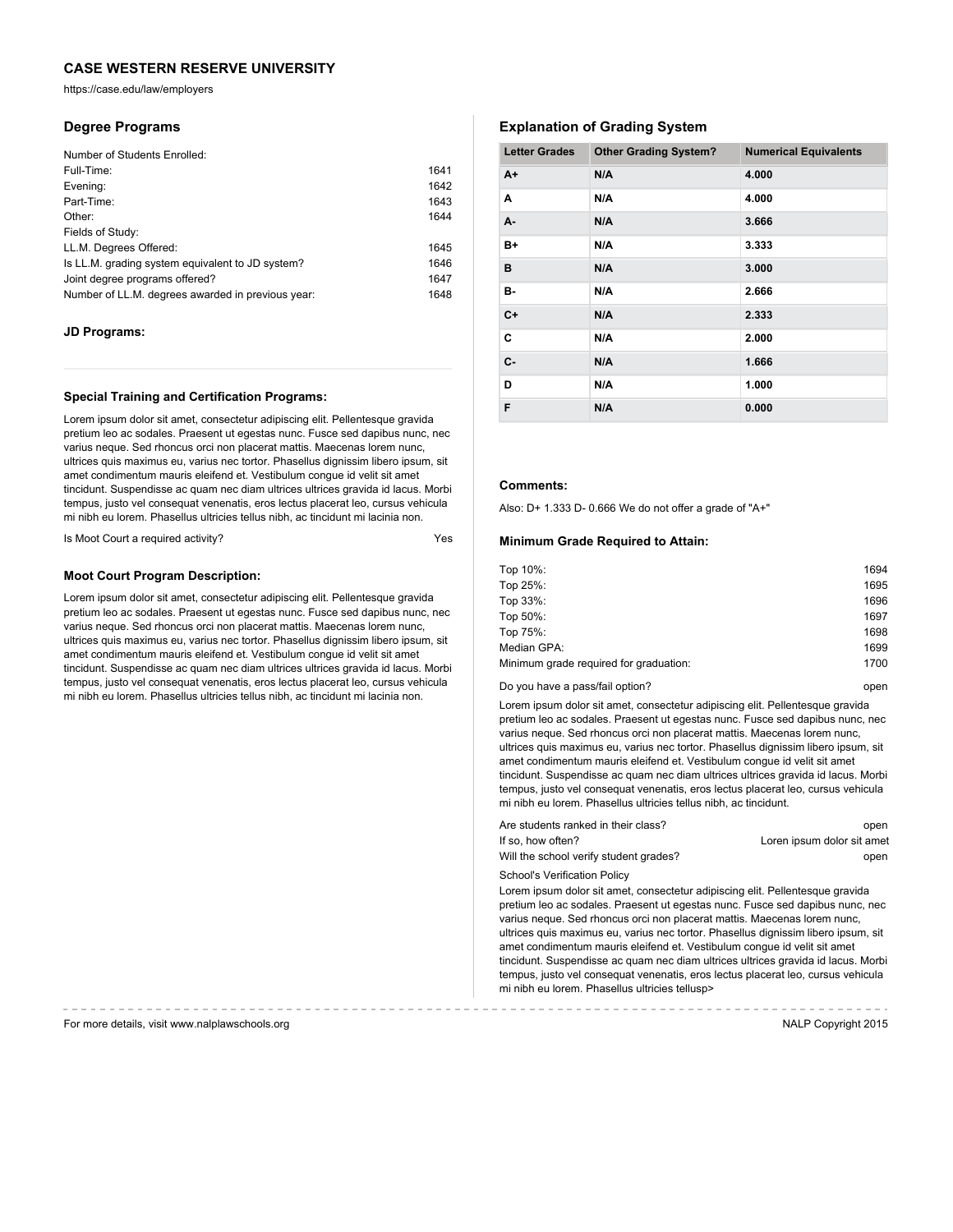## CASE WESTERN RESERVE UNIVERSITY

https://case.edu/law/employers

### Degree Programs

Number of Students Enrolled:

| | |
|---|---|
| Full-Time: | 1641 |
| Evening: | 1642 |
| Part-Time: | 1643 |
| Other: | 1644 |
| Fields of Study: | |
| LL.M. Degrees Offered: | 1645 |
| Is LL.M. grading system equivalent to JD system? | 1646 |
| Joint degree programs offered? | 1647 |
| Number of LL.M. degrees awarded in previous year: | 1648 |

#### JD Programs:

#### Special Training and Certification Programs:

Lorem ipsum dolor sit amet, consectetur adipiscing elit. Pellentesque gravida pretium leo ac sodales. Praesent ut egestas nunc. Fusce sed dapibus nunc, nec varius neque. Sed rhoncus orci non placerat mattis. Maecenas lorem nunc, ultrices quis maximus eu, varius nec tortor. Phasellus dignissim libero ipsum, sit amet condimentum mauris eleifend et. Vestibulum congue id velit sit amet tincidunt. Suspendisse ac quam nec diam ultrices ultrices gravida id lacus. Morbi tempus, justo vel consequat venenatis, eros lectus placerat leo, cursus vehicula mi nibh eu lorem. Phasellus ultricies tellus nibh, ac tincidunt mi lacinia non.

Is Moot Court a required activity? Yes

#### Moot Court Program Description:

Lorem ipsum dolor sit amet, consectetur adipiscing elit. Pellentesque gravida pretium leo ac sodales. Praesent ut egestas nunc. Fusce sed dapibus nunc, nec varius neque. Sed rhoncus orci non placerat mattis. Maecenas lorem nunc, ultrices quis maximus eu, varius nec tortor. Phasellus dignissim libero ipsum, sit amet condimentum mauris eleifend et. Vestibulum congue id velit sit amet tincidunt. Suspendisse ac quam nec diam ultrices ultrices gravida id lacus. Morbi tempus, justo vel consequat venenatis, eros lectus placerat leo, cursus vehicula mi nibh eu lorem. Phasellus ultricies tellus nibh, ac tincidunt mi lacinia non.

### Explanation of Grading System

| Letter Grades | Other Grading System? | Numerical Equivalents |
|---|---|---|
| A+ | N/A | 4.000 |
| A | N/A | 4.000 |
| A- | N/A | 3.666 |
| B+ | N/A | 3.333 |
| B | N/A | 3.000 |
| B- | N/A | 2.666 |
| C+ | N/A | 2.333 |
| C | N/A | 2.000 |
| C- | N/A | 1.666 |
| D | N/A | 1.000 |
| F | N/A | 0.000 |

#### Comments:

Also: D+ 1.333 D- 0.666 We do not offer a grade of "A+"

#### Minimum Grade Required to Attain:

| | |
|---|---|
| Top 10%: | 1694 |
| Top 25%: | 1695 |
| Top 33%: | 1696 |
| Top 50%: | 1697 |
| Top 75%: | 1698 |
| Median GPA: | 1699 |
| Minimum grade required for graduation: | 1700 |

Do you have a pass/fail option? open

Lorem ipsum dolor sit amet, consectetur adipiscing elit. Pellentesque gravida pretium leo ac sodales. Praesent ut egestas nunc. Fusce sed dapibus nunc, nec varius neque. Sed rhoncus orci non placerat mattis. Maecenas lorem nunc, ultrices quis maximus eu, varius nec tortor. Phasellus dignissim libero ipsum, sit amet condimentum mauris eleifend et. Vestibulum congue id velit sit amet tincidunt. Suspendisse ac quam nec diam ultrices ultrices gravida id lacus. Morbi tempus, justo vel consequat venenatis, eros lectus placerat leo, cursus vehicula mi nibh eu lorem. Phasellus ultricies tellus nibh, ac tincidunt.

| | |
|---|---|
| Are students ranked in their class? | open |
| If so, how often? | Loren ipsum dolor sit amet |
| Will the school verify student grades? | open |

School's Verification Policy

Lorem ipsum dolor sit amet, consectetur adipiscing elit. Pellentesque gravida pretium leo ac sodales. Praesent ut egestas nunc. Fusce sed dapibus nunc, nec varius neque. Sed rhoncus orci non placerat mattis. Maecenas lorem nunc, ultrices quis maximus eu, varius nec tortor. Phasellus dignissim libero ipsum, sit amet condimentum mauris eleifend et. Vestibulum congue id velit sit amet tincidunt. Suspendisse ac quam nec diam ultrices ultrices gravida id lacus. Morbi tempus, justo vel consequat venenatis, eros lectus placerat leo, cursus vehicula mi nibh eu lorem. Phasellus ultricies tellusp>

For more details, visit www.nalplawschools.org

NALP Copyright 2015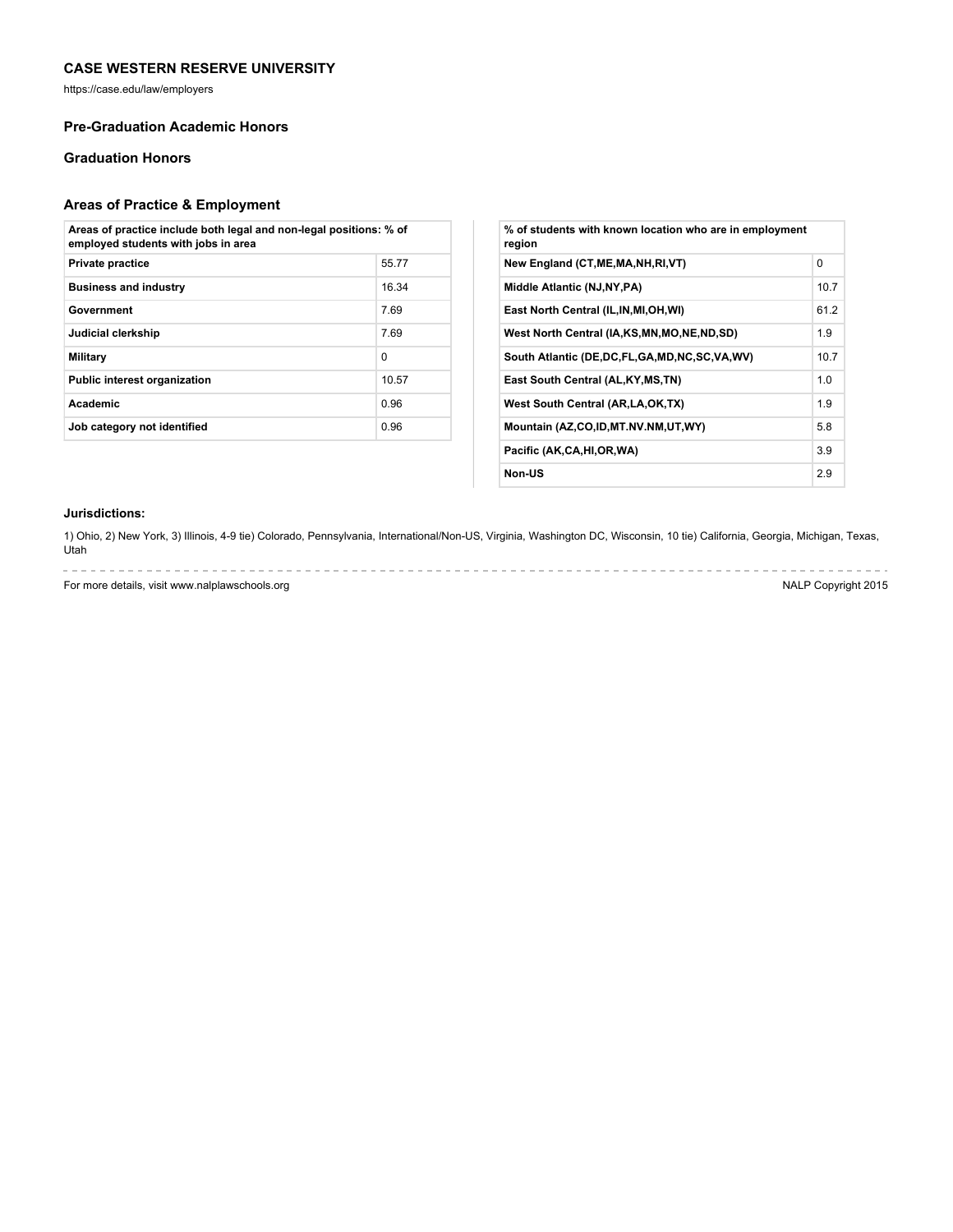## CASE WESTERN RESERVE UNIVERSITY

https://case.edu/law/employers

### Pre-Graduation Academic Honors

### Graduation Honors

### Areas of Practice & Employment

| Areas of practice include both legal and non-legal positions: % of employed students with jobs in area | |
|---|---|
| **Private practice** | 55.77 |
| **Business and industry** | 16.34 |
| **Government** | 7.69 |
| **Judicial clerkship** | 7.69 |
| **Military** | 0 |
| **Public interest organization** | 10.57 |
| **Academic** | 0.96 |
| **Job category not identified** | 0.96 |

| % of students with known location who are in employment region | |
|---|---|
| **New England (CT,ME,MA,NH,RI,VT)** | 0 |
| **Middle Atlantic (NJ,NY,PA)** | 10.7 |
| **East North Central (IL,IN,MI,OH,WI)** | 61.2 |
| **West North Central (IA,KS,MN,MO,NE,ND,SD)** | 1.9 |
| **South Atlantic (DE,DC,FL,GA,MD,NC,SC,VA,WV)** | 10.7 |
| **East South Central (AL,KY,MS,TN)** | 1.0 |
| **West South Central (AR,LA,OK,TX)** | 1.9 |
| **Mountain (AZ,CO,ID,MT.NV.NM,UT,WY)** | 5.8 |
| **Pacific (AK,CA,HI,OR,WA)** | 3.9 |
| **Non-US** | 2.9 |

**Jurisdictions:**

1) Ohio, 2) New York, 3) Illinois, 4-9 tie) Colorado, Pennsylvania, International/Non-US, Virginia, Washington DC, Wisconsin, 10 tie) California, Georgia, Michigan, Texas, Utah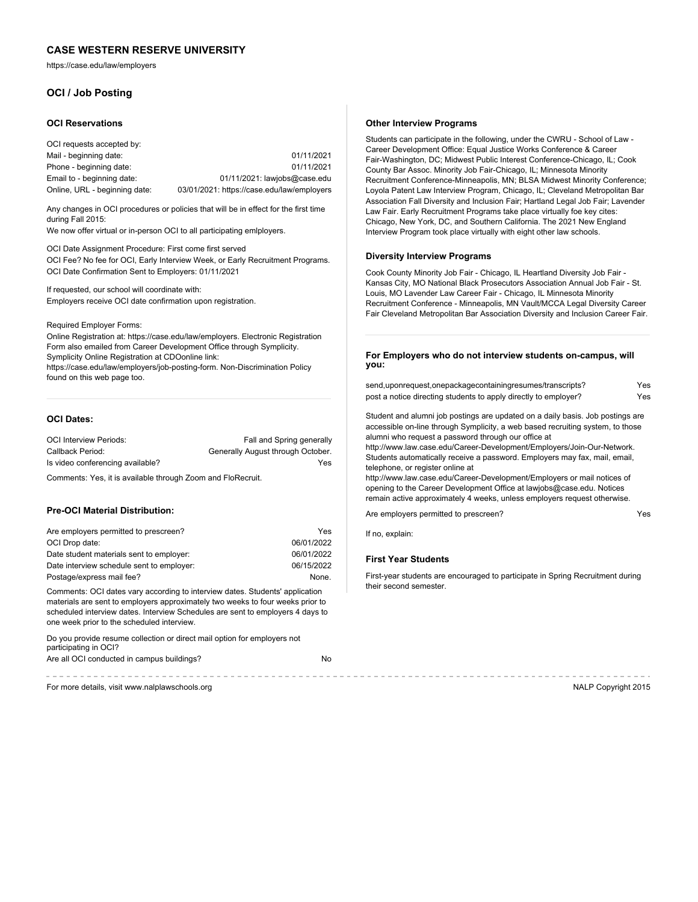# CASE WESTERN RESERVE UNIVERSITY

https://case.edu/law/employers

## OCI / Job Posting

### OCI Reservations

| OCI requests accepted by: | |
|---|---|
| Mail - beginning date: | 01/11/2021 |
| Phone - beginning date: | 01/11/2021 |
| Email to - beginning date: | 01/11/2021: lawjobs@case.edu |
| Online, URL - beginning date: | 03/01/2021: https://case.edu/law/employers |

Any changes in OCI procedures or policies that will be in effect for the first time during Fall 2015:
We now offer virtual or in-person OCI to all participating emlployers.

OCI Date Assignment Procedure: First come first served
OCI Fee? No fee for OCI, Early Interview Week, or Early Recruitment Programs.
OCI Date Confirmation Sent to Employers: 01/11/2021

If requested, our school will coordinate with:
Employers receive OCI date confirmation upon registration.

Required Employer Forms:
Online Registration at: https://case.edu/law/employers. Electronic Registration Form also emailed from Career Development Office through Symplicity. Symplicity Online Registration at CDOonline link: https://case.edu/law/employers/job-posting-form. Non-Discrimination Policy found on this web page too.

### OCI Dates:

| | |
|---|---|
| OCI Interview Periods: | Fall and Spring generally |
| Callback Period: | Generally August through October. |
| Is video conferencing available? | Yes |

Comments: Yes, it is available through Zoom and FloRecruit.

### Pre-OCI Material Distribution:

| | |
|---|---|
| Are employers permitted to prescreen? | Yes |
| OCI Drop date: | 06/01/2022 |
| Date student materials sent to employer: | 06/01/2022 |
| Date interview schedule sent to employer: | 06/15/2022 |
| Postage/express mail fee? | None. |

Comments: OCI dates vary according to interview dates. Students' application materials are sent to employers approximately two weeks to four weeks prior to scheduled interview dates. Interview Schedules are sent to employers 4 days to one week prior to the scheduled interview.

Do you provide resume collection or direct mail option for employers not participating in OCI?

Are all OCI conducted in campus buildings? No

### Other Interview Programs

Students can participate in the following, under the CWRU - School of Law - Career Development Office: Equal Justice Works Conference & Career Fair-Washington, DC; Midwest Public Interest Conference-Chicago, IL; Cook County Bar Assoc. Minority Job Fair-Chicago, IL; Minnesota Minority Recruitment Conference-Minneapolis, MN; BLSA Midwest Minority Conference; Loyola Patent Law Interview Program, Chicago, IL; Cleveland Metropolitan Bar Association Fall Diversity and Inclusion Fair; Hartland Legal Job Fair; Lavender Law Fair. Early Recruitment Programs take place virtually foe key cites: Chicago, New York, DC, and Southern California. The 2021 New England Interview Program took place virtually with eight other law schools.

### Diversity Interview Programs

Cook County Minority Job Fair - Chicago, IL Heartland Diversity Job Fair - Kansas City, MO National Black Prosecutors Association Annual Job Fair - St. Louis, MO Lavender Law Career Fair - Chicago, IL Minnesota Minority Recruitment Conference - Minneapolis, MN Vault/MCCA Legal Diversity Career Fair Cleveland Metropolitan Bar Association Diversity and Inclusion Career Fair.

### For Employers who do not interview students on-campus, will you:

| | |
|---|---|
| send,uponrequest,onepackagecontainingresumes/transcripts? | Yes |
| post a notice directing students to apply directly to employer? | Yes |

Student and alumni job postings are updated on a daily basis. Job postings are accessible on-line through Symplicity, a web based recruiting system, to those alumni who request a password through our office at http://www.law.case.edu/Career-Development/Employers/Join-Our-Network. Students automatically receive a password. Employers may fax, mail, email, telephone, or register online at http://www.law.case.edu/Career-Development/Employers or mail notices of opening to the Career Development Office at lawjobs@case.edu. Notices remain active approximately 4 weeks, unless employers request otherwise.

Are employers permitted to prescreen? Yes

If no, explain:

### First Year Students

First-year students are encouraged to participate in Spring Recruitment during their second semester.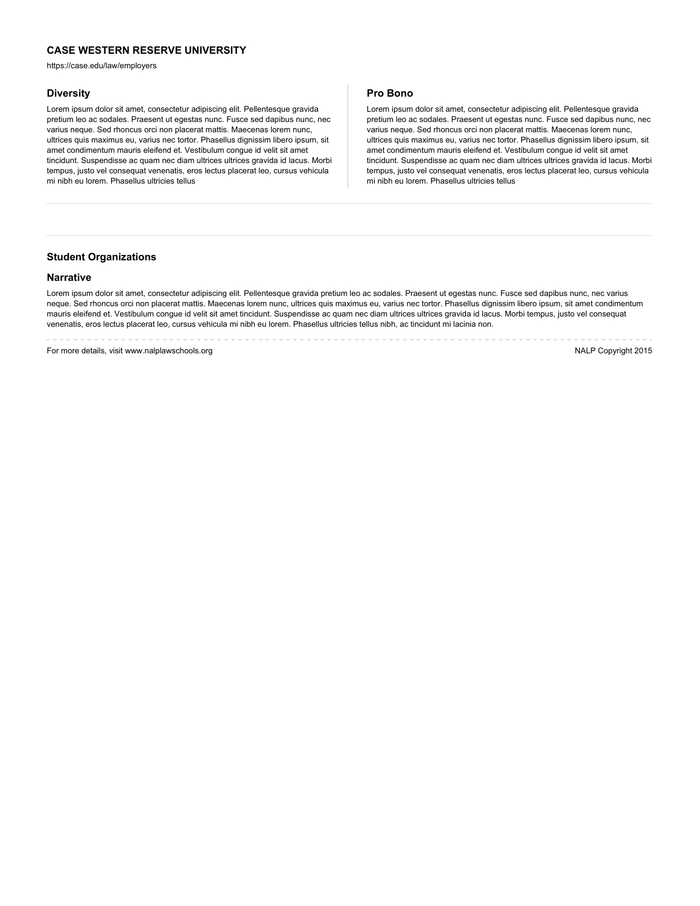# CASE WESTERN RESERVE UNIVERSITY

https://case.edu/law/employers

## Diversity

Lorem ipsum dolor sit amet, consectetur adipiscing elit. Pellentesque gravida pretium leo ac sodales. Praesent ut egestas nunc. Fusce sed dapibus nunc, nec varius neque. Sed rhoncus orci non placerat mattis. Maecenas lorem nunc, ultrices quis maximus eu, varius nec tortor. Phasellus dignissim libero ipsum, sit amet condimentum mauris eleifend et. Vestibulum congue id velit sit amet tincidunt. Suspendisse ac quam nec diam ultrices ultrices gravida id lacus. Morbi tempus, justo vel consequat venenatis, eros lectus placerat leo, cursus vehicula mi nibh eu lorem. Phasellus ultricies tellus

## Pro Bono

Lorem ipsum dolor sit amet, consectetur adipiscing elit. Pellentesque gravida pretium leo ac sodales. Praesent ut egestas nunc. Fusce sed dapibus nunc, nec varius neque. Sed rhoncus orci non placerat mattis. Maecenas lorem nunc, ultrices quis maximus eu, varius nec tortor. Phasellus dignissim libero ipsum, sit amet condimentum mauris eleifend et. Vestibulum congue id velit sit amet tincidunt. Suspendisse ac quam nec diam ultrices ultrices gravida id lacus. Morbi tempus, justo vel consequat venenatis, eros lectus placerat leo, cursus vehicula mi nibh eu lorem. Phasellus ultricies tellus

## Student Organizations

### Narrative

Lorem ipsum dolor sit amet, consectetur adipiscing elit. Pellentesque gravida pretium leo ac sodales. Praesent ut egestas nunc. Fusce sed dapibus nunc, nec varius neque. Sed rhoncus orci non placerat mattis. Maecenas lorem nunc, ultrices quis maximus eu, varius nec tortor. Phasellus dignissim libero ipsum, sit amet condimentum mauris eleifend et. Vestibulum congue id velit sit amet tincidunt. Suspendisse ac quam nec diam ultrices ultrices gravida id lacus. Morbi tempus, justo vel consequat venenatis, eros lectus placerat leo, cursus vehicula mi nibh eu lorem. Phasellus ultricies tellus nibh, ac tincidunt mi lacinia non.

For more details, visit www.nalplawschools.org

NALP Copyright 2015